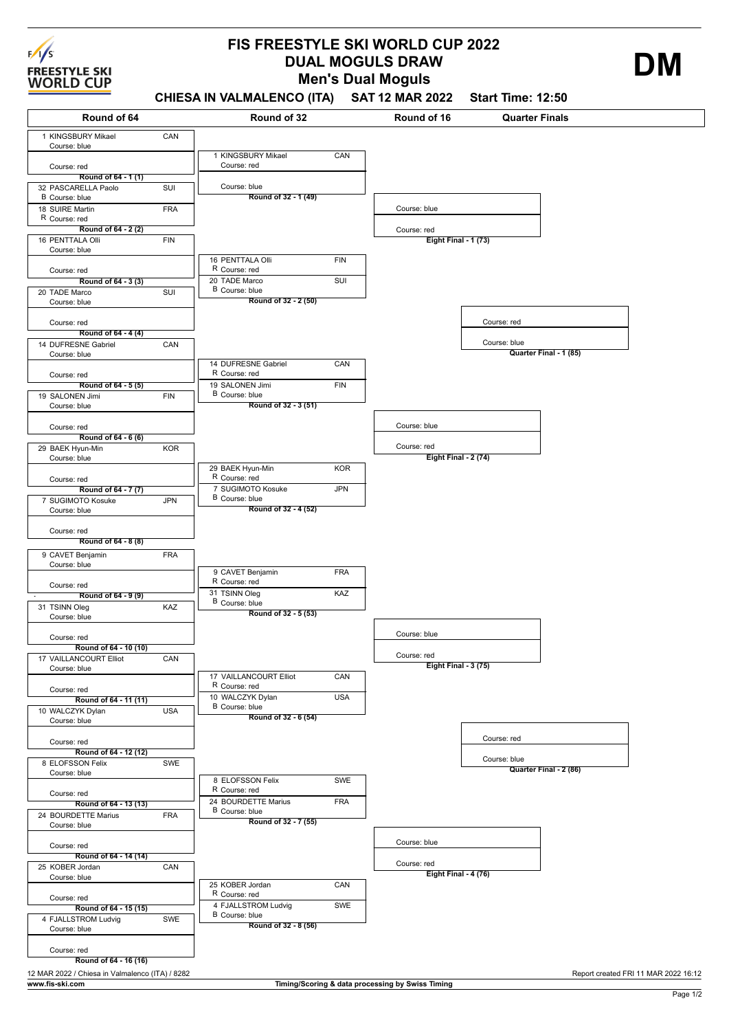# FIS FREESTYLE SKI WORLD CUP 2022

## DUAL MOGULS DRAW

## Men's Dual Moguls

**DM**

**CHIESA IN VALMALENCO (ITA) SAT 12 MAR 2022 Start Time: 12:50**

### Round of 64

| Heat | Blue course | Red course |
|---|---|---|
| Round of 64 - 1 (1) | 1 KINGSBURY Mikael CAN | |
| Round of 64 - 2 (2) | 32 PASCARELLA Paolo SUI (B) | 18 SUIRE Martin FRA (R) |
| Round of 64 - 3 (3) | 16 PENTTALA Olli FIN | |
| Round of 64 - 4 (4) | 20 TADE Marco SUI | |
| Round of 64 - 5 (5) | 14 DUFRESNE Gabriel CAN | |
| Round of 64 - 6 (6) | 19 SALONEN Jimi FIN | |
| Round of 64 - 7 (7) | 29 BAEK Hyun-Min KOR | |
| Round of 64 - 8 (8) | 7 SUGIMOTO Kosuke JPN | |
| Round of 64 - 9 (9) | 9 CAVET Benjamin FRA | |
| Round of 64 - 10 (10) | 31 TSINN Oleg KAZ | |
| Round of 64 - 11 (11) | 17 VAILLANCOURT Elliot CAN | |
| Round of 64 - 12 (12) | 10 WALCZYK Dylan USA | |
| Round of 64 - 13 (13) | 8 ELOFSSON Felix SWE | |
| Round of 64 - 14 (14) | 24 BOURDETTE Marius FRA | |
| Round of 64 - 15 (15) | 25 KOBER Jordan CAN | |
| Round of 64 - 16 (16) | 4 FJALLSTROM Ludvig SWE | |

### Round of 32

| Heat | Red course | Blue course |
|---|---|---|
| Round of 32 - 1 (49) | 1 KINGSBURY Mikael CAN | |
| Round of 32 - 2 (50) | 16 PENTTALA Olli FIN (R) | 20 TADE Marco SUI (B) |
| Round of 32 - 3 (51) | 14 DUFRESNE Gabriel CAN (R) | 19 SALONEN Jimi FIN (B) |
| Round of 32 - 4 (52) | 29 BAEK Hyun-Min KOR (R) | 7 SUGIMOTO Kosuke JPN (B) |
| Round of 32 - 5 (53) | 9 CAVET Benjamin FRA (R) | 31 TSINN Oleg KAZ (B) |
| Round of 32 - 6 (54) | 17 VAILLANCOURT Elliot CAN (R) | 10 WALCZYK Dylan USA (B) |
| Round of 32 - 7 (55) | 8 ELOFSSON Felix SWE (R) | 24 BOURDETTE Marius FRA (B) |
| Round of 32 - 8 (56) | 25 KOBER Jordan CAN (R) | 4 FJALLSTROM Ludvig SWE (B) |

### Round of 16

| Heat | Blue course | Red course |
|---|---|---|
| Eight Final - 1 (73) | | |
| Eight Final - 2 (74) | | |
| Eight Final - 3 (75) | | |
| Eight Final - 4 (76) | | |

### Quarter Finals

| Heat | Red course | Blue course |
|---|---|---|
| Quarter Final - 1 (85) | | |
| Quarter Final - 2 (86) | | |

12 MAR 2022 / Chiesa in Valmalenco (ITA) / 8282

Report created FRI 11 MAR 2022 16:12

www.fis-ski.com

Timing/Scoring & data processing by Swiss Timing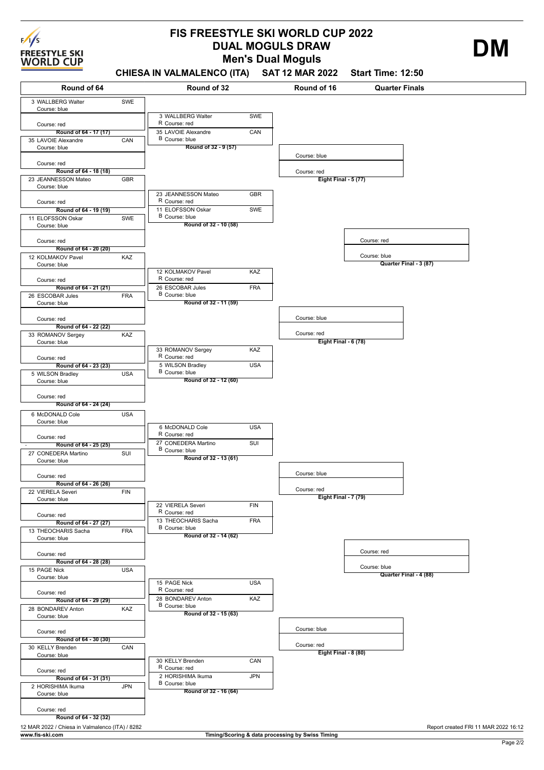# FIS FREESTYLE SKI WORLD CUP 2022

## DUAL MOGULS DRAW

### Men's Dual Moguls

**DM**

**CHIESA IN VALMALENCO (ITA) SAT 12 MAR 2022 Start Time: 12:50**

## Round of 64

| Match | Course | Bib | Name | Nation |
|---|---|---|---|---|
| Round of 64 - 17 (17) | blue | 3 | WALLBERG Walter | SWE |
| | red | | | |
| Round of 64 - 18 (18) | blue | 35 | LAVOIE Alexandre | CAN |
| | red | | | |
| Round of 64 - 19 (19) | blue | 23 | JEANNESSON Mateo | GBR |
| | red | | | |
| Round of 64 - 20 (20) | blue | 11 | ELOFSSON Oskar | SWE |
| | red | | | |
| Round of 64 - 21 (21) | blue | 12 | KOLMAKOV Pavel | KAZ |
| | red | | | |
| Round of 64 - 22 (22) | blue | 26 | ESCOBAR Jules | FRA |
| | red | | | |
| Round of 64 - 23 (23) | blue | 33 | ROMANOV Sergey | KAZ |
| | red | | | |
| Round of 64 - 24 (24) | blue | 5 | WILSON Bradley | USA |
| | red | | | |
| Round of 64 - 25 (25) | blue | 6 | McDONALD Cole | USA |
| | red | | | |
| Round of 64 - 26 (26) | blue | 27 | CONEDERA Martino | SUI |
| | red | | | |
| Round of 64 - 27 (27) | blue | 22 | VIERELA Severi | FIN |
| | red | | | |
| Round of 64 - 28 (28) | blue | 13 | THEOCHARIS Sacha | FRA |
| | red | | | |
| Round of 64 - 29 (29) | blue | 15 | PAGE Nick | USA |
| | red | | | |
| Round of 64 - 30 (30) | blue | 28 | BONDAREV Anton | KAZ |
| | red | | | |
| Round of 64 - 31 (31) | blue | 30 | KELLY Brenden | CAN |
| | red | | | |
| Round of 64 - 32 (32) | blue | 2 | HORISHIMA Ikuma | JPN |
| | red | | | |

## Round of 32

| Match | Course | Bib | Name | Nation |
|---|---|---|---|---|
| Round of 32 - 9 (57) | R (red) | 3 | WALLBERG Walter | SWE |
| | B (blue) | 35 | LAVOIE Alexandre | CAN |
| Round of 32 - 10 (58) | R (red) | 23 | JEANNESSON Mateo | GBR |
| | B (blue) | 11 | ELOFSSON Oskar | SWE |
| Round of 32 - 11 (59) | R (red) | 12 | KOLMAKOV Pavel | KAZ |
| | B (blue) | 26 | ESCOBAR Jules | FRA |
| Round of 32 - 12 (60) | R (red) | 33 | ROMANOV Sergey | KAZ |
| | B (blue) | 5 | WILSON Bradley | USA |
| Round of 32 - 13 (61) | R (red) | 6 | McDONALD Cole | USA |
| | B (blue) | 27 | CONEDERA Martino | SUI |
| Round of 32 - 14 (62) | R (red) | 22 | VIERELA Severi | FIN |
| | B (blue) | 13 | THEOCHARIS Sacha | FRA |
| Round of 32 - 15 (63) | R (red) | 15 | PAGE Nick | USA |
| | B (blue) | 28 | BONDAREV Anton | KAZ |
| Round of 32 - 16 (64) | R (red) | 30 | KELLY Brenden | CAN |
| | B (blue) | 2 | HORISHIMA Ikuma | JPN |

## Round of 16

| Match | Course | Athlete |
|---|---|---|
| Eight Final - 5 (77) | blue | |
| | red | |
| Eight Final - 6 (78) | blue | |
| | red | |
| Eight Final - 7 (79) | blue | |
| | red | |
| Eight Final - 8 (80) | blue | |
| | red | |

## Quarter Finals

| Match | Course | Athlete |
|---|---|---|
| Quarter Final - 3 (87) | red | |
| | blue | |
| Quarter Final - 4 (88) | red | |
| | blue | |

12 MAR 2022 / Chiesa in Valmalenco (ITA) / 8282

Report created FRI 11 MAR 2022 16:12

www.fis-ski.com

Timing/Scoring & data processing by Swiss Timing